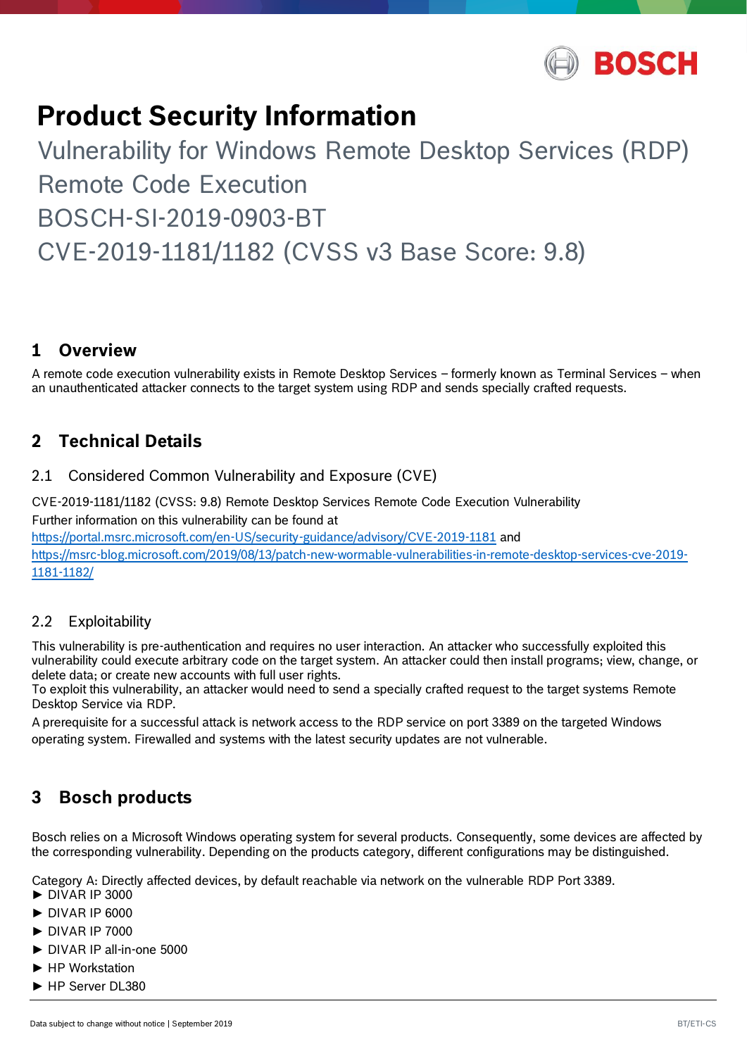# Product Security Information

Vulnerability for Windows Remote Desktop Services (RDP) Remote Code Execution

BOSCH-SI-2019-0903-BT

CVE-2019-1181/1182 (CVSS v3 Base Score: 9.8)

## 1 Overview

A remote code execution vulnerability exists in Remote Desktop Services – formerly known as Terminal Services – when an unauthenticated attacker connects to the target system using RDP and sends specially crafted requests.

## 2 Technical Details

### 2.1 Considered Common Vulnerability and Exposure (CVE)

CVE-2019-1181/1182 (CVSS: 9.8) Remote Desktop Services Remote Code Execution Vulnerability

Further information on this vulnerability can be found at
https://portal.msrc.microsoft.com/en-US/security-guidance/advisory/CVE-2019-1181 and
https://msrc-blog.microsoft.com/2019/08/13/patch-new-wormable-vulnerabilities-in-remote-desktop-services-cve-2019-1181-1182/

### 2.2 Exploitability

This vulnerability is pre-authentication and requires no user interaction. An attacker who successfully exploited this vulnerability could execute arbitrary code on the target system. An attacker could then install programs; view, change, or delete data; or create new accounts with full user rights.
To exploit this vulnerability, an attacker would need to send a specially crafted request to the target systems Remote Desktop Service via RDP.

A prerequisite for a successful attack is network access to the RDP service on port 3389 on the targeted Windows operating system. Firewalled and systems with the latest security updates are not vulnerable.

## 3 Bosch products

Bosch relies on a Microsoft Windows operating system for several products. Consequently, some devices are affected by the corresponding vulnerability. Depending on the products category, different configurations may be distinguished.

Category A: Directly affected devices, by default reachable via network on the vulnerable RDP Port 3389.

- ► DIVAR IP 3000
- ► DIVAR IP 6000
- ► DIVAR IP 7000
- ► DIVAR IP all-in-one 5000
- ► HP Workstation
- ► HP Server DL380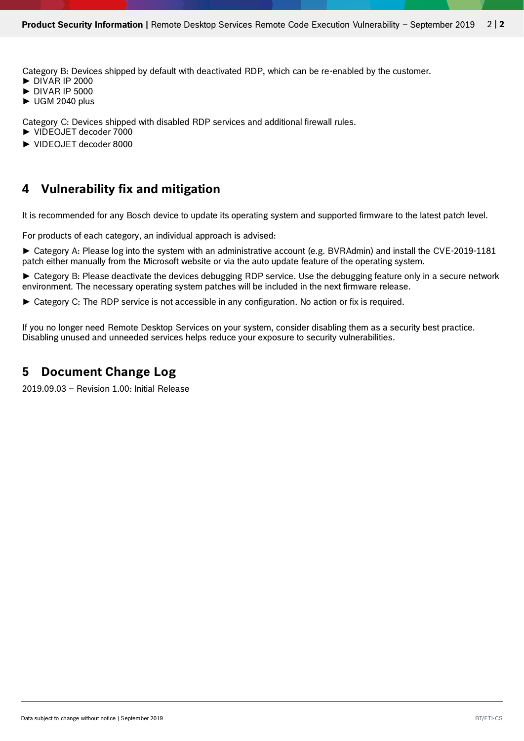Category B: Devices shipped by default with deactivated RDP, which can be re-enabled by the customer.

- DIVAR IP 2000
- DIVAR IP 5000
- UGM 2040 plus

Category C: Devices shipped with disabled RDP services and additional firewall rules.

- VIDEOJET decoder 7000
- VIDEOJET decoder 8000

## 4 Vulnerability fix and mitigation

It is recommended for any Bosch device to update its operating system and supported firmware to the latest patch level.

For products of each category, an individual approach is advised:

- Category A: Please log into the system with an administrative account (e.g. BVRAdmin) and install the CVE-2019-1181 patch either manually from the Microsoft website or via the auto update feature of the operating system.
- Category B: Please deactivate the devices debugging RDP service. Use the debugging feature only in a secure network environment. The necessary operating system patches will be included in the next firmware release.
- Category C: The RDP service is not accessible in any configuration. No action or fix is required.

If you no longer need Remote Desktop Services on your system, consider disabling them as a security best practice. Disabling unused and unneeded services helps reduce your exposure to security vulnerabilities.

## 5 Document Change Log

2019.09.03 – Revision 1.00: Initial Release